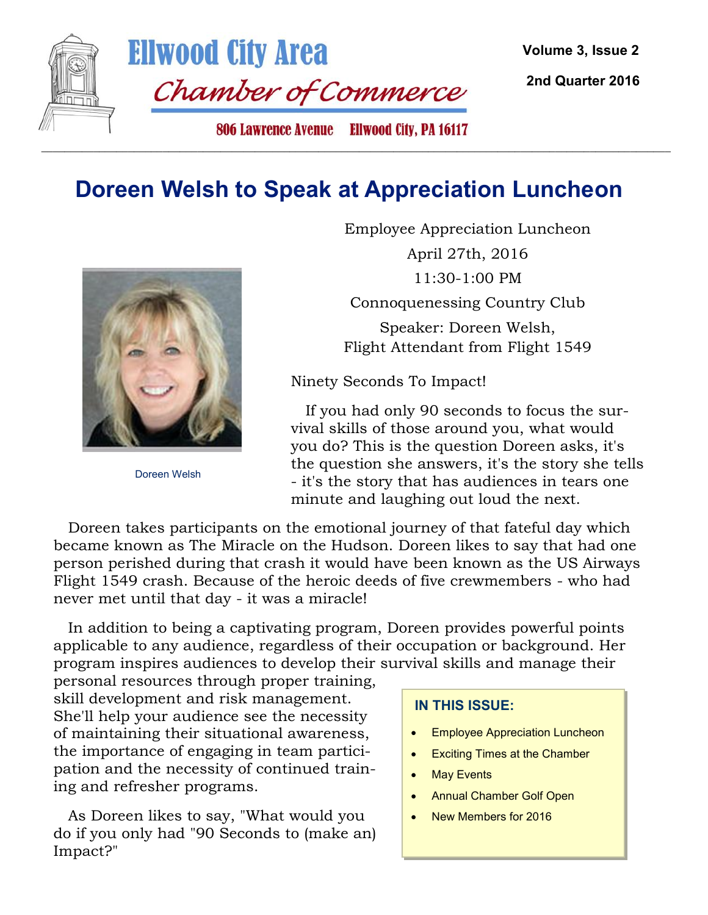# Ellwood City Area Chamber of Commerce

806 Lawrence Avenue Ellwood City, PA 16117

Volume 3, Issue 2

2nd Quarter 2016

## Doreen Welsh to Speak at Appreciation Luncheon

Employee Appreciation Luncheon

April 27th, 2016

11:30-1:00 PM

Connoquenessing Country Club

Speaker: Doreen Welsh,
Flight Attendant from Flight 1549

Doreen Welsh

Ninety Seconds To Impact!

If you had only 90 seconds to focus the survival skills of those around you, what would you do? This is the question Doreen asks, it's the question she answers, it's the story she tells - it's the story that has audiences in tears one minute and laughing out loud the next.

Doreen takes participants on the emotional journey of that fateful day which became known as The Miracle on the Hudson. Doreen likes to say that had one person perished during that crash it would have been known as the US Airways Flight 1549 crash. Because of the heroic deeds of five crewmembers - who had never met until that day - it was a miracle!

In addition to being a captivating program, Doreen provides powerful points applicable to any audience, regardless of their occupation or background. Her program inspires audiences to develop their survival skills and manage their personal resources through proper training, skill development and risk management. She'll help your audience see the necessity of maintaining their situational awareness, the importance of engaging in team participation and the necessity of continued training and refresher programs.

As Doreen likes to say, "What would you do if you only had "90 Seconds to (make an) Impact?"

**IN THIS ISSUE:**

- Employee Appreciation Luncheon
- Exciting Times at the Chamber
- May Events
- Annual Chamber Golf Open
- New Members for 2016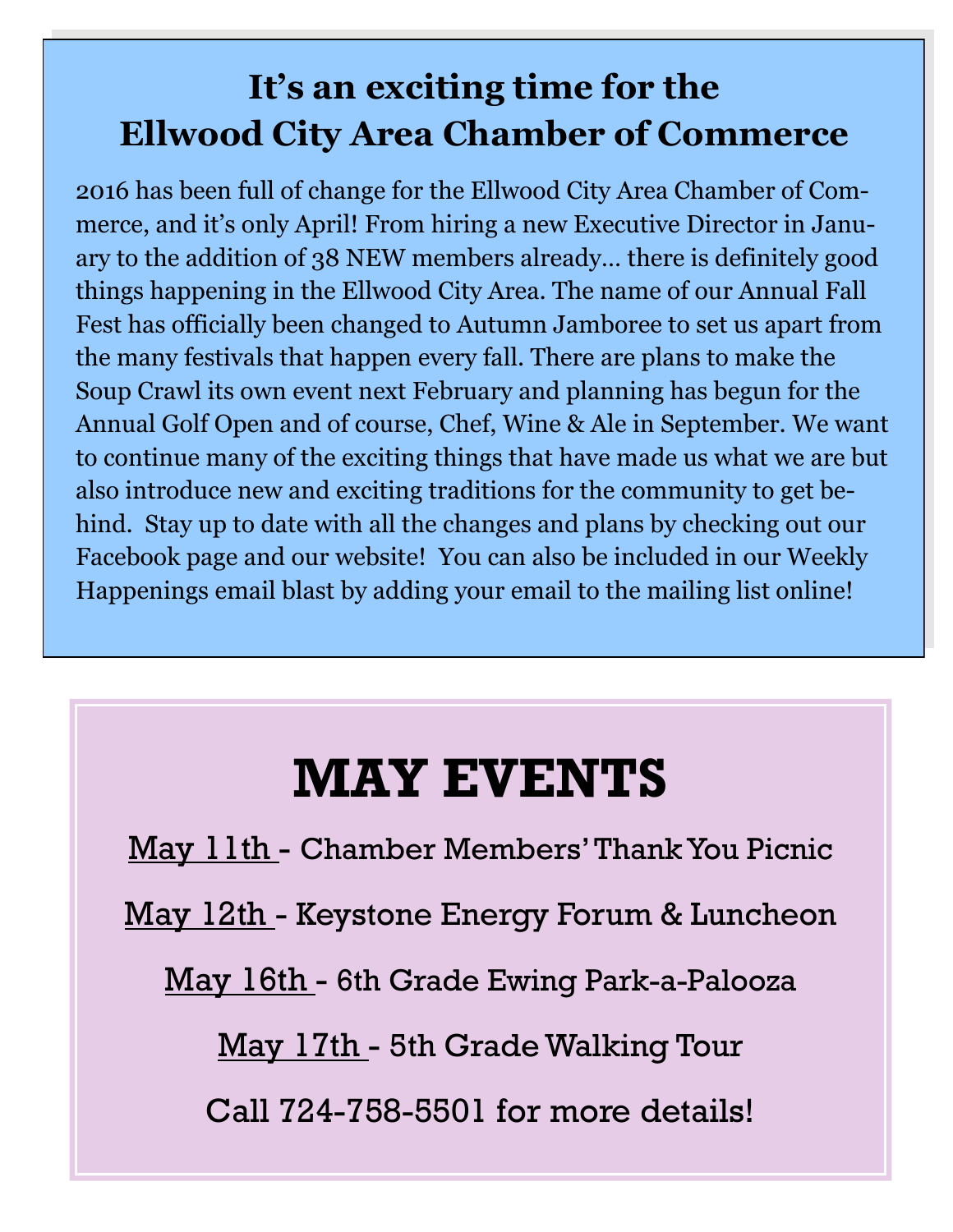## It's an exciting time for the Ellwood City Area Chamber of Commerce

2016 has been full of change for the Ellwood City Area Chamber of Commerce, and it's only April! From hiring a new Executive Director in January to the addition of 38 NEW members already… there is definitely good things happening in the Ellwood City Area. The name of our Annual Fall Fest has officially been changed to Autumn Jamboree to set us apart from the many festivals that happen every fall. There are plans to make the Soup Crawl its own event next February and planning has begun for the Annual Golf Open and of course, Chef, Wine & Ale in September. We want to continue many of the exciting things that have made us what we are but also introduce new and exciting traditions for the community to get behind. Stay up to date with all the changes and plans by checking out our Facebook page and our website! You can also be included in our Weekly Happenings email blast by adding your email to the mailing list online!

# MAY EVENTS

May 11th - Chamber Members' Thank You Picnic

May 12th - Keystone Energy Forum & Luncheon

May 16th - 6th Grade Ewing Park-a-Palooza

May 17th - 5th Grade Walking Tour

Call 724-758-5501 for more details!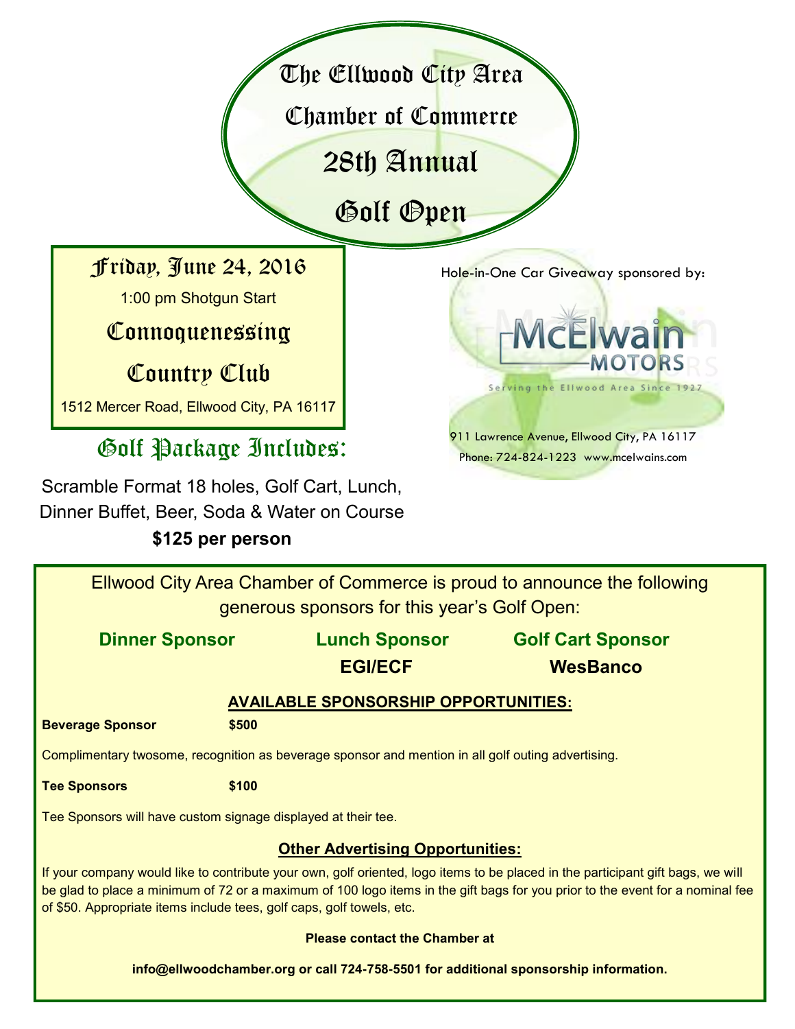# The Ellwood City Area Chamber of Commerce 28th Annual Golf Open

## Friday, June 24, 2016

1:00 pm Shotgun Start

## Connoquenessing Country Club

1512 Mercer Road, Ellwood City, PA 16117

## Golf Package Includes:

Scramble Format 18 holes, Golf Cart, Lunch, Dinner Buffet, Beer, Soda & Water on Course

**$125 per person**

Hole-in-One Car Giveaway sponsored by:

McElwain Motors

Serving the Ellwood Area Since 1927

911 Lawrence Avenue, Ellwood City, PA 16117

Phone: 724-824-1223 www.mcelwains.com

---

Ellwood City Area Chamber of Commerce is proud to announce the following generous sponsors for this year's Golf Open:

| Dinner Sponsor | Lunch Sponsor | Golf Cart Sponsor |
|---|---|---|
| | **EGI/ECF** | **WesBanco** |

### AVAILABLE SPONSORSHIP OPPORTUNITIES:

**Beverage Sponsor** **$500**

Complimentary twosome, recognition as beverage sponsor and mention in all golf outing advertising.

**Tee Sponsors** **$100**

Tee Sponsors will have custom signage displayed at their tee.

### Other Advertising Opportunities:

If your company would like to contribute your own, golf oriented, logo items to be placed in the participant gift bags, we will be glad to place a minimum of 72 or a maximum of 100 logo items in the gift bags for you prior to the event for a nominal fee of $50. Appropriate items include tees, golf caps, golf towels, etc.

**Please contact the Chamber at**

**info@ellwoodchamber.org or call 724-758-5501 for additional sponsorship information.**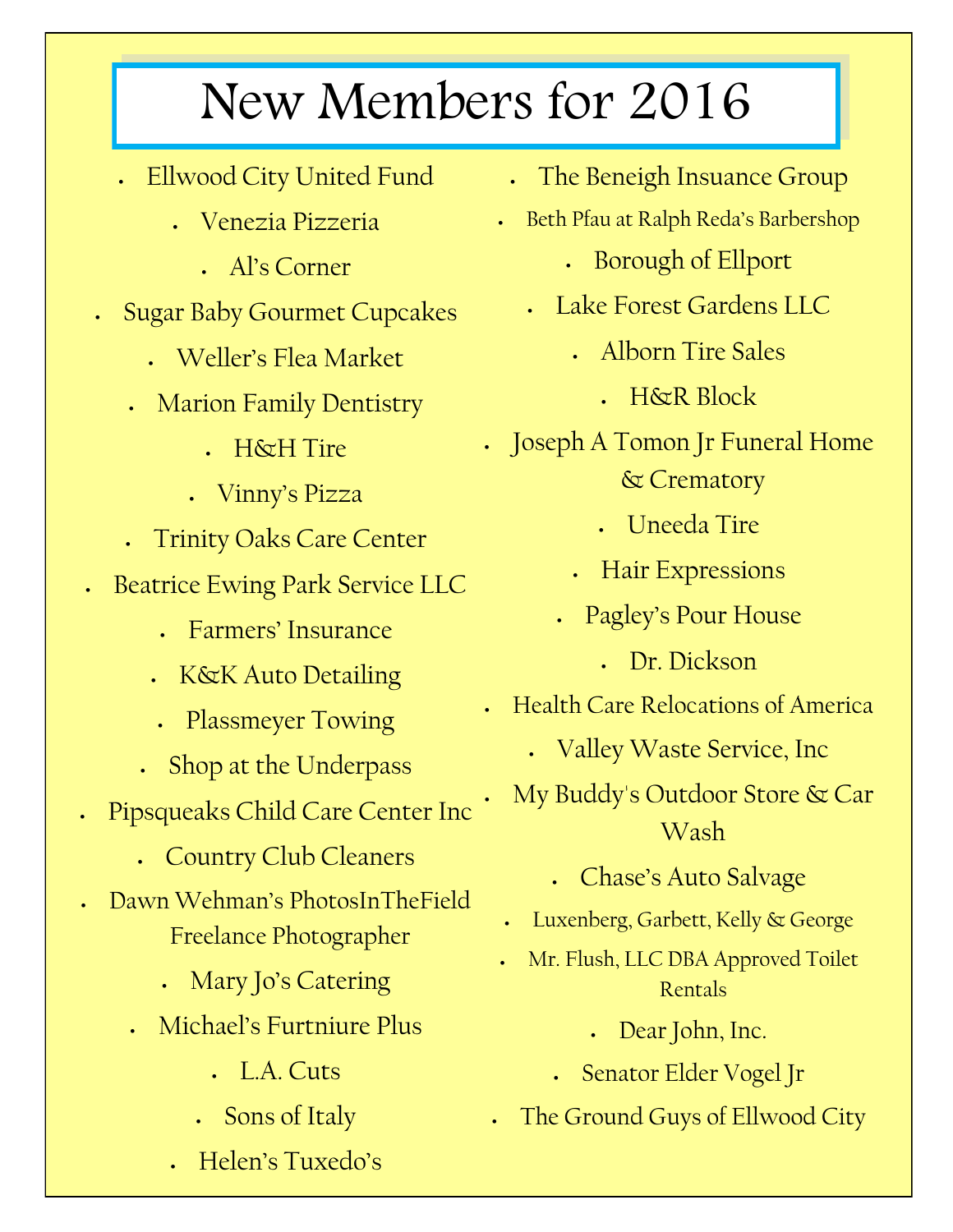# New Members for 2016

- Ellwood City United Fund
- Venezia Pizzeria
- Al's Corner
- Sugar Baby Gourmet Cupcakes
- Weller's Flea Market
- Marion Family Dentistry
- H&H Tire
- Vinny's Pizza
- Trinity Oaks Care Center
- Beatrice Ewing Park Service LLC
- Farmers' Insurance
- K&K Auto Detailing
- Plassmeyer Towing
- Shop at the Underpass
- Pipsqueaks Child Care Center Inc
- Country Club Cleaners
- Dawn Wehman's PhotosInTheField Freelance Photographer
- Mary Jo's Catering
- Michael's Furtniure Plus
- L.A. Cuts
- Sons of Italy
- Helen's Tuxedo's
- The Beneigh Insuance Group
- Beth Pfau at Ralph Reda's Barbershop
- Borough of Ellport
- Lake Forest Gardens LLC
- Alborn Tire Sales
- H&R Block
- Joseph A Tomon Jr Funeral Home & Crematory
- Uneeda Tire
- Hair Expressions
- Pagley's Pour House
- Dr. Dickson
- Health Care Relocations of America
- Valley Waste Service, Inc
- My Buddy's Outdoor Store & Car Wash
- Chase's Auto Salvage
- Luxenberg, Garbett, Kelly & George
- Mr. Flush, LLC DBA Approved Toilet Rentals
- Dear John, Inc.
- Senator Elder Vogel Jr
- The Ground Guys of Ellwood City